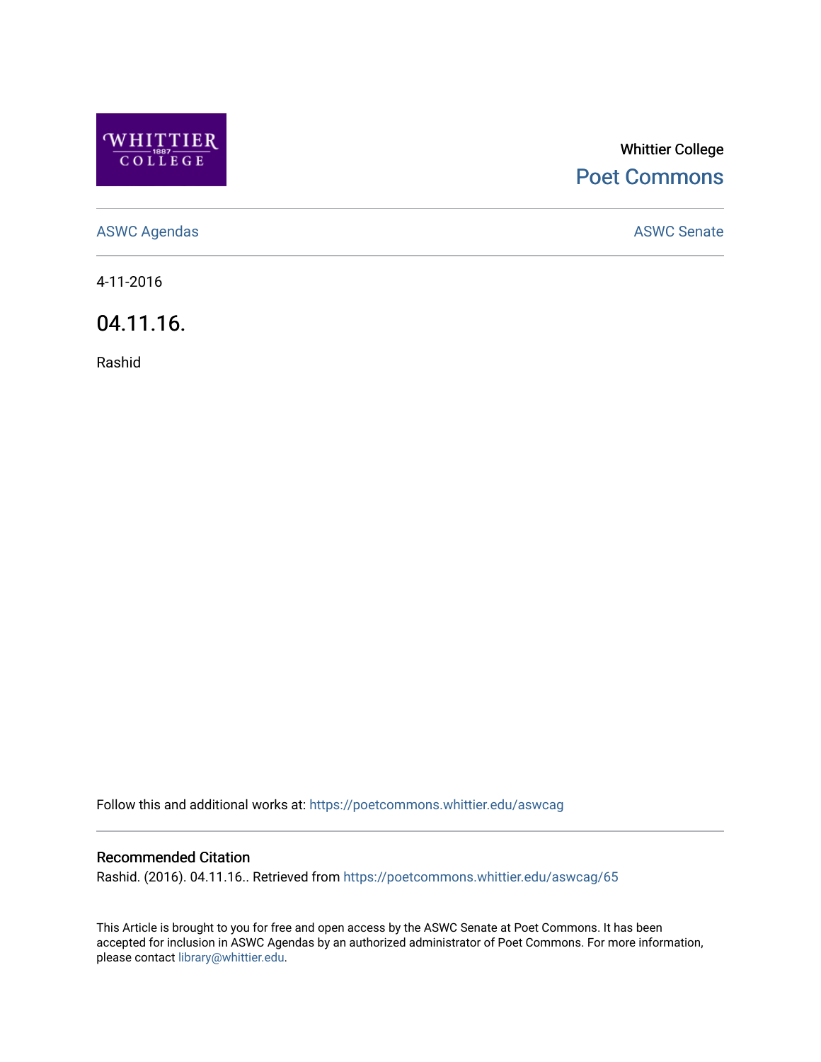Whittier College

Poet Commons

ASWC Agendas

ASWC Senate

4-11-2016

# 04.11.16.

Rashid

Follow this and additional works at: https://poetcommons.whittier.edu/aswcag

## Recommended Citation

Rashid. (2016). 04.11.16.. Retrieved from https://poetcommons.whittier.edu/aswcag/65

This Article is brought to you for free and open access by the ASWC Senate at Poet Commons. It has been accepted for inclusion in ASWC Agendas by an authorized administrator of Poet Commons. For more information, please contact library@whittier.edu.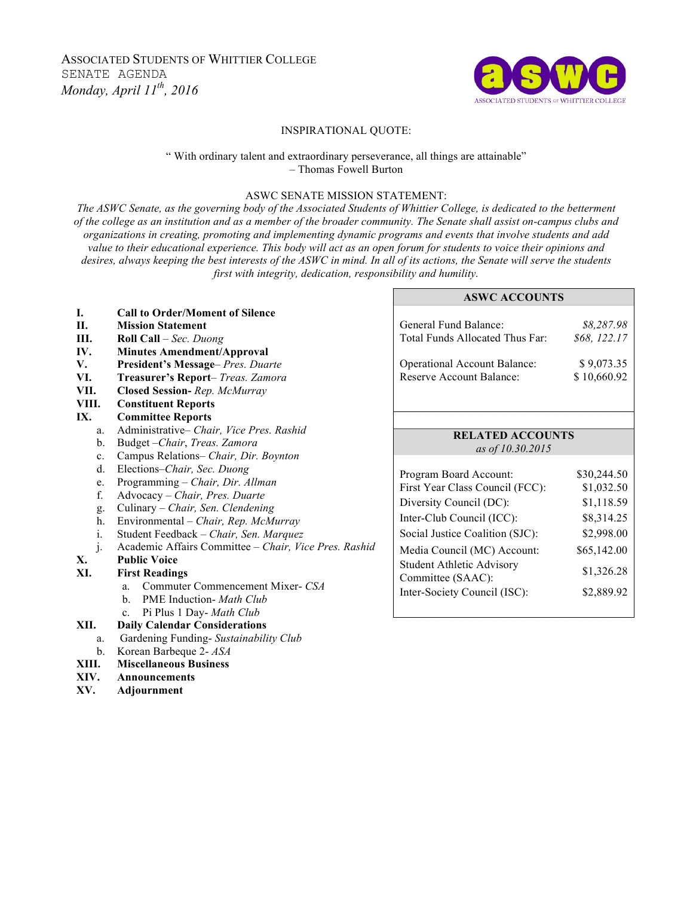ASSOCIATED STUDENTS OF WHITTIER COLLEGE
SENATE AGENDA
*Monday, April 11th, 2016*

INSPIRATIONAL QUOTE:

" With ordinary talent and extraordinary perseverance, all things are attainable"
– Thomas Fowell Burton

ASWC SENATE MISSION STATEMENT:

*The ASWC Senate, as the governing body of the Associated Students of Whittier College, is dedicated to the betterment of the college as an institution and as a member of the broader community. The Senate shall assist on-campus clubs and organizations in creating, promoting and implementing dynamic programs and events that involve students and add value to their educational experience. This body will act as an open forum for students to voice their opinions and desires, always keeping the best interests of the ASWC in mind. In all of its actions, the Senate will serve the students first with integrity, dedication, responsibility and humility.*

- **I. Call to Order/Moment of Silence**
- **II. Mission Statement**
- **III. Roll Call** – *Sec. Duong*
- **IV. Minutes Amendment/Approval**
- **V. President's Message**– *Pres. Duarte*
- **VI. Treasurer's Report**– *Treas. Zamora*
- **VII. Closed Session-** *Rep. McMurray*
- **VIII. Constituent Reports**
- **IX. Committee Reports**
  - a. Administrative– *Chair, Vice Pres. Rashid*
  - b. Budget –*Chair*, *Treas. Zamora*
  - c. Campus Relations– *Chair, Dir. Boynton*
  - d. Elections–*Chair, Sec. Duong*
  - e. Programming – *Chair, Dir. Allman*
  - f. Advocacy – *Chair, Pres. Duarte*
  - g. Culinary – *Chair, Sen. Clendening*
  - h. Environmental – *Chair, Rep. McMurray*
  - i. Student Feedback – *Chair, Sen. Marquez*
  - j. Academic Affairs Committee – *Chair, Vice Pres. Rashid*
- **X. Public Voice**
- **XI. First Readings**
  - a. Commuter Commencement Mixer- *CSA*
  - b. PME Induction- *Math Club*
  - c. Pi Plus 1 Day- *Math Club*
- **XII. Daily Calendar Considerations**
  - a. Gardening Funding- *Sustainability Club*
  - b. Korean Barbeque 2- *ASA*
- **XIII. Miscellaneous Business**
- **XIV. Announcements**
- **XV. Adjournment**

| ASWC ACCOUNTS | |
|---|---|
| General Fund Balance: | *$8,287.98* |
| Total Funds Allocated Thus Far: | *$68, 122.17* |
| Operational Account Balance: | $ 9,073.35 |
| Reserve Account Balance: | $ 10,660.92 |

| RELATED ACCOUNTS *as of 10.30.2015* | |
|---|---|
| Program Board Account: | $30,244.50 |
| First Year Class Council (FCC): | $1,032.50 |
| Diversity Council (DC): | $1,118.59 |
| Inter-Club Council (ICC): | $8,314.25 |
| Social Justice Coalition (SJC): | $2,998.00 |
| Media Council (MC) Account: | $65,142.00 |
| Student Athletic Advisory Committee (SAAC): | $1,326.28 |
| Inter-Society Council (ISC): | $2,889.92 |